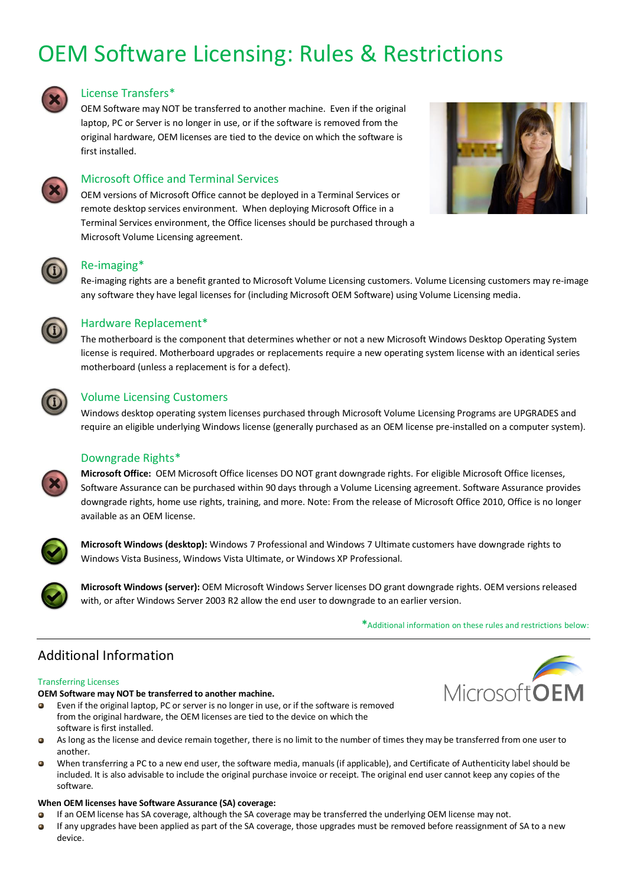# OEM Software Licensing: Rules & Restrictions

## License Transfers*

OEM Software may NOT be transferred to another machine. Even if the original laptop, PC or Server is no longer in use, or if the software is removed from the original hardware, OEM licenses are tied to the device on which the software is first installed.

## Microsoft Office and Terminal Services

OEM versions of Microsoft Office cannot be deployed in a Terminal Services or remote desktop services environment. When deploying Microsoft Office in a Terminal Services environment, the Office licenses should be purchased through a Microsoft Volume Licensing agreement.

## Re-imaging*

Re-imaging rights are a benefit granted to Microsoft Volume Licensing customers. Volume Licensing customers may re-image any software they have legal licenses for (including Microsoft OEM Software) using Volume Licensing media.

## Hardware Replacement*

The motherboard is the component that determines whether or not a new Microsoft Windows Desktop Operating System license is required. Motherboard upgrades or replacements require a new operating system license with an identical series motherboard (unless a replacement is for a defect).

## Volume Licensing Customers

Windows desktop operating system licenses purchased through Microsoft Volume Licensing Programs are UPGRADES and require an eligible underlying Windows license (generally purchased as an OEM license pre-installed on a computer system).

## Downgrade Rights*

**Microsoft Office:** OEM Microsoft Office licenses DO NOT grant downgrade rights. For eligible Microsoft Office licenses, Software Assurance can be purchased within 90 days through a Volume Licensing agreement. Software Assurance provides downgrade rights, home use rights, training, and more. Note: From the release of Microsoft Office 2010, Office is no longer available as an OEM license.

**Microsoft Windows (desktop):** Windows 7 Professional and Windows 7 Ultimate customers have downgrade rights to Windows Vista Business, Windows Vista Ultimate, or Windows XP Professional.

**Microsoft Windows (server):** OEM Microsoft Windows Server licenses DO grant downgrade rights. OEM versions released with, or after Windows Server 2003 R2 allow the end user to downgrade to an earlier version.

*Additional information on these rules and restrictions below:

---

## Additional Information

### Transferring Licenses

**OEM Software may NOT be transferred to another machine.**

- Even if the original laptop, PC or server is no longer in use, or if the software is removed from the original hardware, the OEM licenses are tied to the device on which the software is first installed.
- As long as the license and device remain together, there is no limit to the number of times they may be transferred from one user to another.
- When transferring a PC to a new end user, the software media, manuals (if applicable), and Certificate of Authenticity label should be included. It is also advisable to include the original purchase invoice or receipt. The original end user cannot keep any copies of the software.

**When OEM licenses have Software Assurance (SA) coverage:**

- If an OEM license has SA coverage, although the SA coverage may be transferred the underlying OEM license may not.
- If any upgrades have been applied as part of the SA coverage, those upgrades must be removed before reassignment of SA to a new device.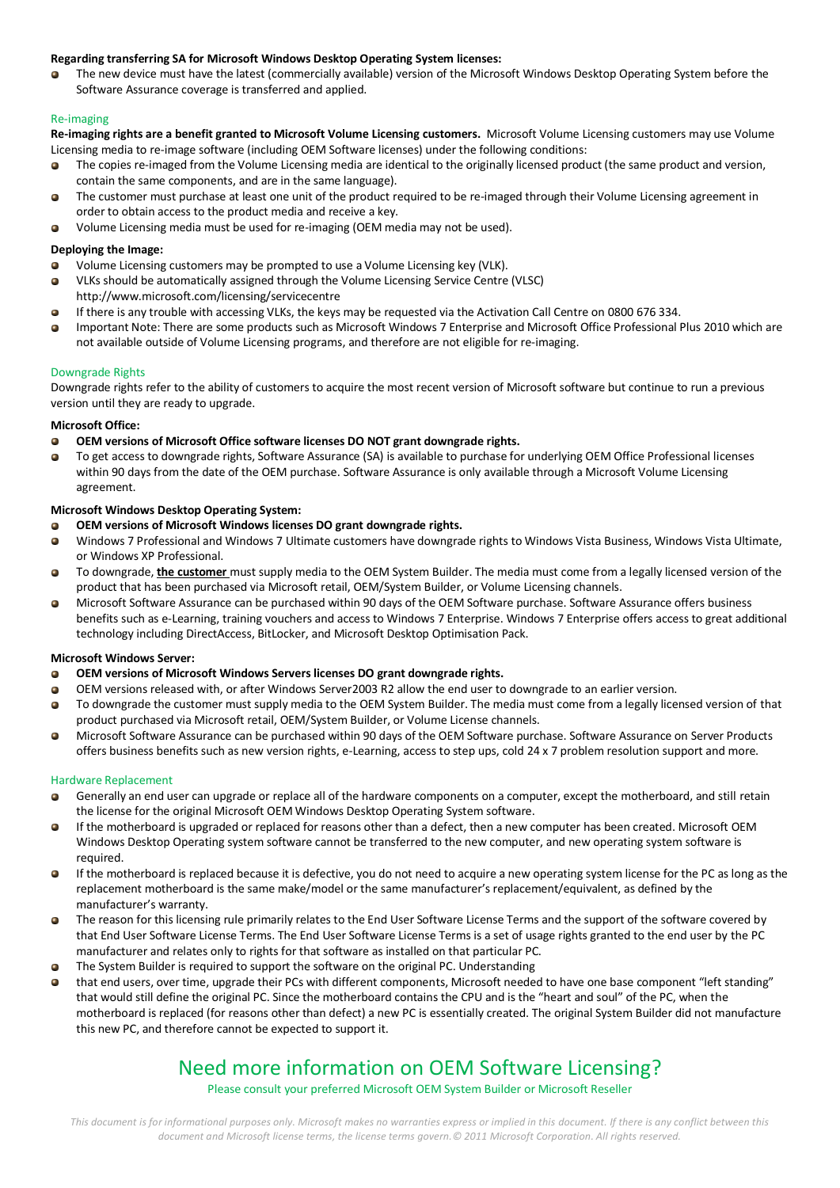**Regarding transferring SA for Microsoft Windows Desktop Operating System licenses:**

- The new device must have the latest (commercially available) version of the Microsoft Windows Desktop Operating System before the Software Assurance coverage is transferred and applied.

## Re-imaging

**Re-imaging rights are a benefit granted to Microsoft Volume Licensing customers.** Microsoft Volume Licensing customers may use Volume Licensing media to re-image software (including OEM Software licenses) under the following conditions:

- The copies re-imaged from the Volume Licensing media are identical to the originally licensed product (the same product and version, contain the same components, and are in the same language).
- The customer must purchase at least one unit of the product required to be re-imaged through their Volume Licensing agreement in order to obtain access to the product media and receive a key.
- Volume Licensing media must be used for re-imaging (OEM media may not be used).

**Deploying the Image:**

- Volume Licensing customers may be prompted to use a Volume Licensing key (VLK).
- VLKs should be automatically assigned through the Volume Licensing Service Centre (VLSC) http://www.microsoft.com/licensing/servicecentre
- If there is any trouble with accessing VLKs, the keys may be requested via the Activation Call Centre on 0800 676 334.
- Important Note: There are some products such as Microsoft Windows 7 Enterprise and Microsoft Office Professional Plus 2010 which are not available outside of Volume Licensing programs, and therefore are not eligible for re-imaging.

## Downgrade Rights

Downgrade rights refer to the ability of customers to acquire the most recent version of Microsoft software but continue to run a previous version until they are ready to upgrade.

**Microsoft Office:**

- **OEM versions of Microsoft Office software licenses DO NOT grant downgrade rights.**
- To get access to downgrade rights, Software Assurance (SA) is available to purchase for underlying OEM Office Professional licenses within 90 days from the date of the OEM purchase. Software Assurance is only available through a Microsoft Volume Licensing agreement.

**Microsoft Windows Desktop Operating System:**

- **OEM versions of Microsoft Windows licenses DO grant downgrade rights.**
- Windows 7 Professional and Windows 7 Ultimate customers have downgrade rights to Windows Vista Business, Windows Vista Ultimate, or Windows XP Professional.
- To downgrade, **the customer** must supply media to the OEM System Builder. The media must come from a legally licensed version of the product that has been purchased via Microsoft retail, OEM/System Builder, or Volume Licensing channels.
- Microsoft Software Assurance can be purchased within 90 days of the OEM Software purchase. Software Assurance offers business benefits such as e-Learning, training vouchers and access to Windows 7 Enterprise. Windows 7 Enterprise offers access to great additional technology including DirectAccess, BitLocker, and Microsoft Desktop Optimisation Pack.

**Microsoft Windows Server:**

- **OEM versions of Microsoft Windows Servers licenses DO grant downgrade rights.**
- OEM versions released with, or after Windows Server2003 R2 allow the end user to downgrade to an earlier version.
- To downgrade the customer must supply media to the OEM System Builder. The media must come from a legally licensed version of that product purchased via Microsoft retail, OEM/System Builder, or Volume License channels.
- Microsoft Software Assurance can be purchased within 90 days of the OEM Software purchase. Software Assurance on Server Products offers business benefits such as new version rights, e-Learning, access to step ups, cold 24 x 7 problem resolution support and more.

## Hardware Replacement

- Generally an end user can upgrade or replace all of the hardware components on a computer, except the motherboard, and still retain the license for the original Microsoft OEM Windows Desktop Operating System software.
- If the motherboard is upgraded or replaced for reasons other than a defect, then a new computer has been created. Microsoft OEM Windows Desktop Operating system software cannot be transferred to the new computer, and new operating system software is required.
- If the motherboard is replaced because it is defective, you do not need to acquire a new operating system license for the PC as long as the replacement motherboard is the same make/model or the same manufacturer's replacement/equivalent, as defined by the manufacturer's warranty.
- The reason for this licensing rule primarily relates to the End User Software License Terms and the support of the software covered by that End User Software License Terms. The End User Software License Terms is a set of usage rights granted to the end user by the PC manufacturer and relates only to rights for that software as installed on that particular PC.
- The System Builder is required to support the software on the original PC. Understanding
- that end users, over time, upgrade their PCs with different components, Microsoft needed to have one base component "left standing" that would still define the original PC. Since the motherboard contains the CPU and is the "heart and soul" of the PC, when the motherboard is replaced (for reasons other than defect) a new PC is essentially created. The original System Builder did not manufacture this new PC, and therefore cannot be expected to support it.

# Need more information on OEM Software Licensing?

Please consult your preferred Microsoft OEM System Builder or Microsoft Reseller

*This document is for informational purposes only. Microsoft makes no warranties express or implied in this document. If there is any conflict between this document and Microsoft license terms, the license terms govern.© 2011 Microsoft Corporation. All rights reserved.*